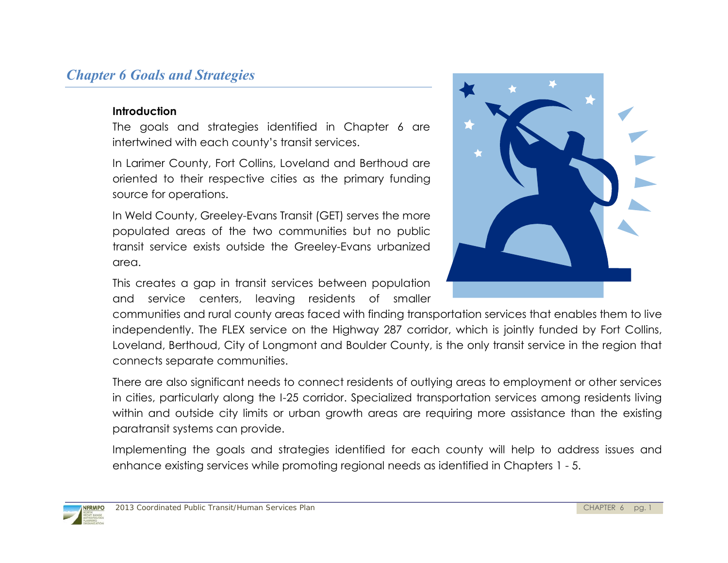# *Chapter 6 Goals and Strategies*

**Introduction**

The goals and strategies identified in Chapter 6 are intertwined with each county's transit services.

In Larimer County, Fort Collins, Loveland and Berthoud are oriented to their respective cities as the primary funding source for operations.

In Weld County, Greeley-Evans Transit (GET) serves the more populated areas of the two communities but no public transit service exists outside the Greeley-Evans urbanized area.

This creates a gap in transit services between population and service centers, leaving residents of smaller communities and rural county areas faced with finding transportation services that enables them to live independently. The FLEX service on the Highway 287 corridor, which is jointly funded by Fort Collins, Loveland, Berthoud, City of Longmont and Boulder County, is the only transit service in the region that connects separate communities.

There are also significant needs to connect residents of outlying areas to employment or other services in cities, particularly along the I-25 corridor. Specialized transportation services among residents living within and outside city limits or urban growth areas are requiring more assistance than the existing paratransit systems can provide.

Implementing the goals and strategies identified for each county will help to address issues and enhance existing services while promoting regional needs as identified in Chapters 1 - 5.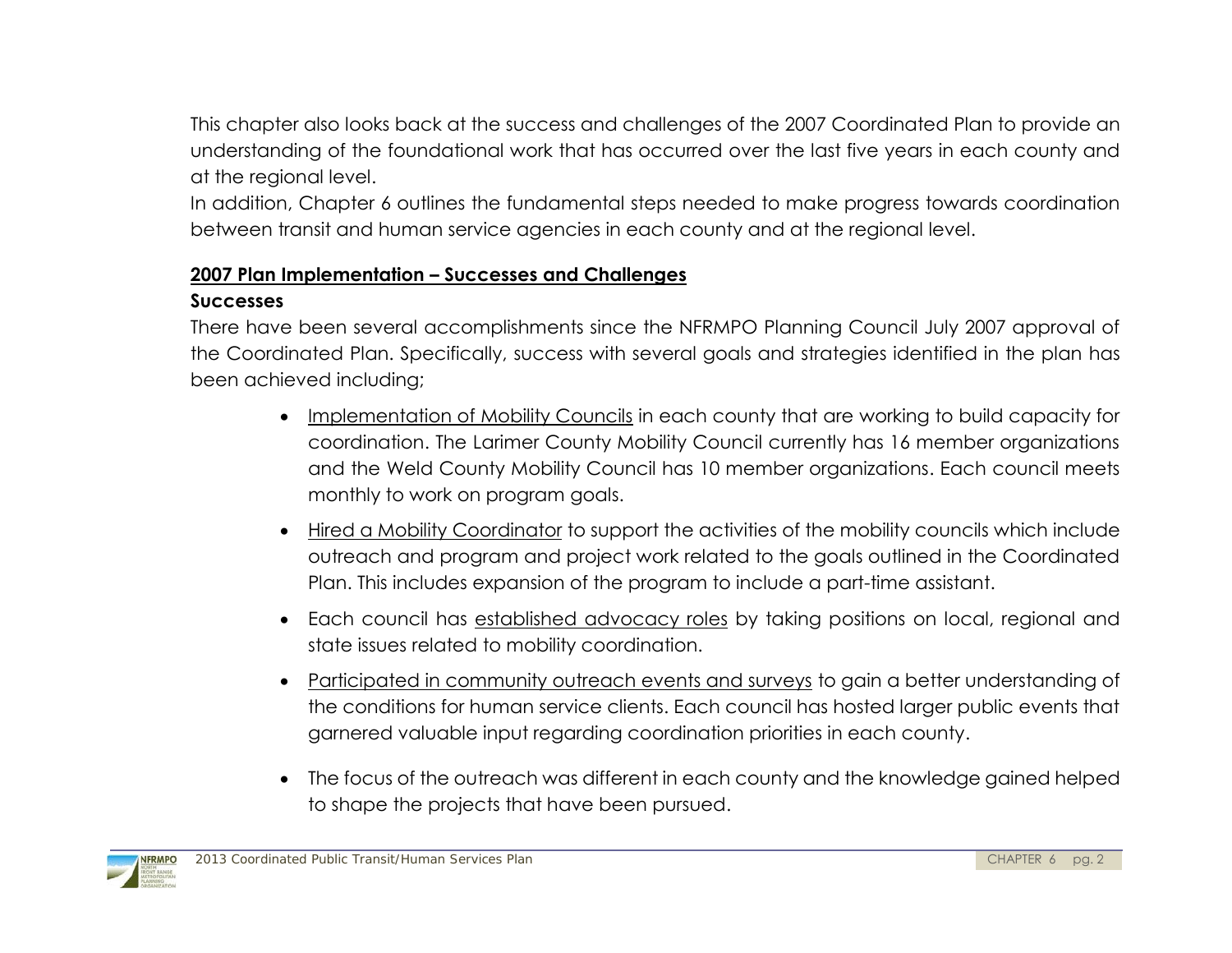This chapter also looks back at the success and challenges of the 2007 Coordinated Plan to provide an understanding of the foundational work that has occurred over the last five years in each county and at the regional level.

In addition, Chapter 6 outlines the fundamental steps needed to make progress towards coordination between transit and human service agencies in each county and at the regional level.

## 2007 Plan Implementation – Successes and Challenges

### Successes

There have been several accomplishments since the NFRMPO Planning Council July 2007 approval of the Coordinated Plan. Specifically, success with several goals and strategies identified in the plan has been achieved including;

- Implementation of Mobility Councils in each county that are working to build capacity for coordination. The Larimer County Mobility Council currently has 16 member organizations and the Weld County Mobility Council has 10 member organizations. Each council meets monthly to work on program goals.
- Hired a Mobility Coordinator to support the activities of the mobility councils which include outreach and program and project work related to the goals outlined in the Coordinated Plan. This includes expansion of the program to include a part-time assistant.
- Each council has established advocacy roles by taking positions on local, regional and state issues related to mobility coordination.
- Participated in community outreach events and surveys to gain a better understanding of the conditions for human service clients. Each council has hosted larger public events that garnered valuable input regarding coordination priorities in each county.
- The focus of the outreach was different in each county and the knowledge gained helped to shape the projects that have been pursued.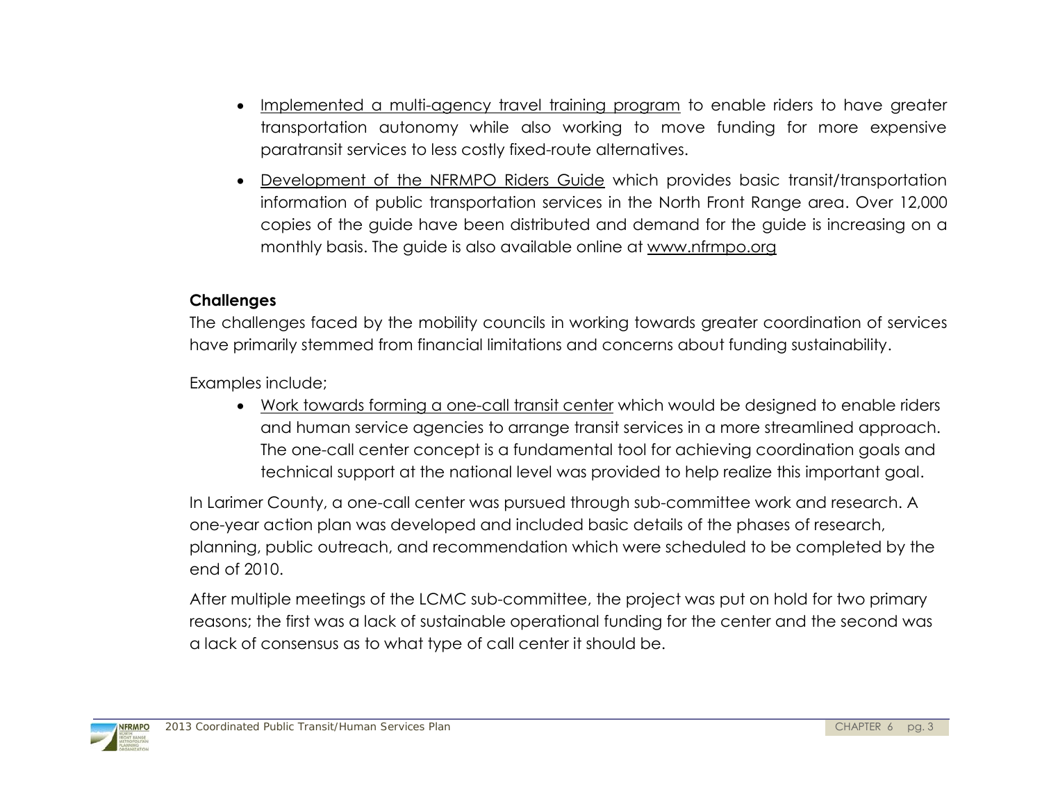- Implemented a multi-agency travel training program to enable riders to have greater transportation autonomy while also working to move funding for more expensive paratransit services to less costly fixed-route alternatives.
- Development of the NFRMPO Riders Guide which provides basic transit/transportation information of public transportation services in the North Front Range area. Over 12,000 copies of the guide have been distributed and demand for the guide is increasing on a monthly basis. The guide is also available online at www.nfrmpo.org

**Challenges**

The challenges faced by the mobility councils in working towards greater coordination of services have primarily stemmed from financial limitations and concerns about funding sustainability.

Examples include;

- Work towards forming a one-call transit center which would be designed to enable riders and human service agencies to arrange transit services in a more streamlined approach. The one-call center concept is a fundamental tool for achieving coordination goals and technical support at the national level was provided to help realize this important goal.

In Larimer County, a one-call center was pursued through sub-committee work and research. A one-year action plan was developed and included basic details of the phases of research, planning, public outreach, and recommendation which were scheduled to be completed by the end of 2010.

After multiple meetings of the LCMC sub-committee, the project was put on hold for two primary reasons; the first was a lack of sustainable operational funding for the center and the second was a lack of consensus as to what type of call center it should be.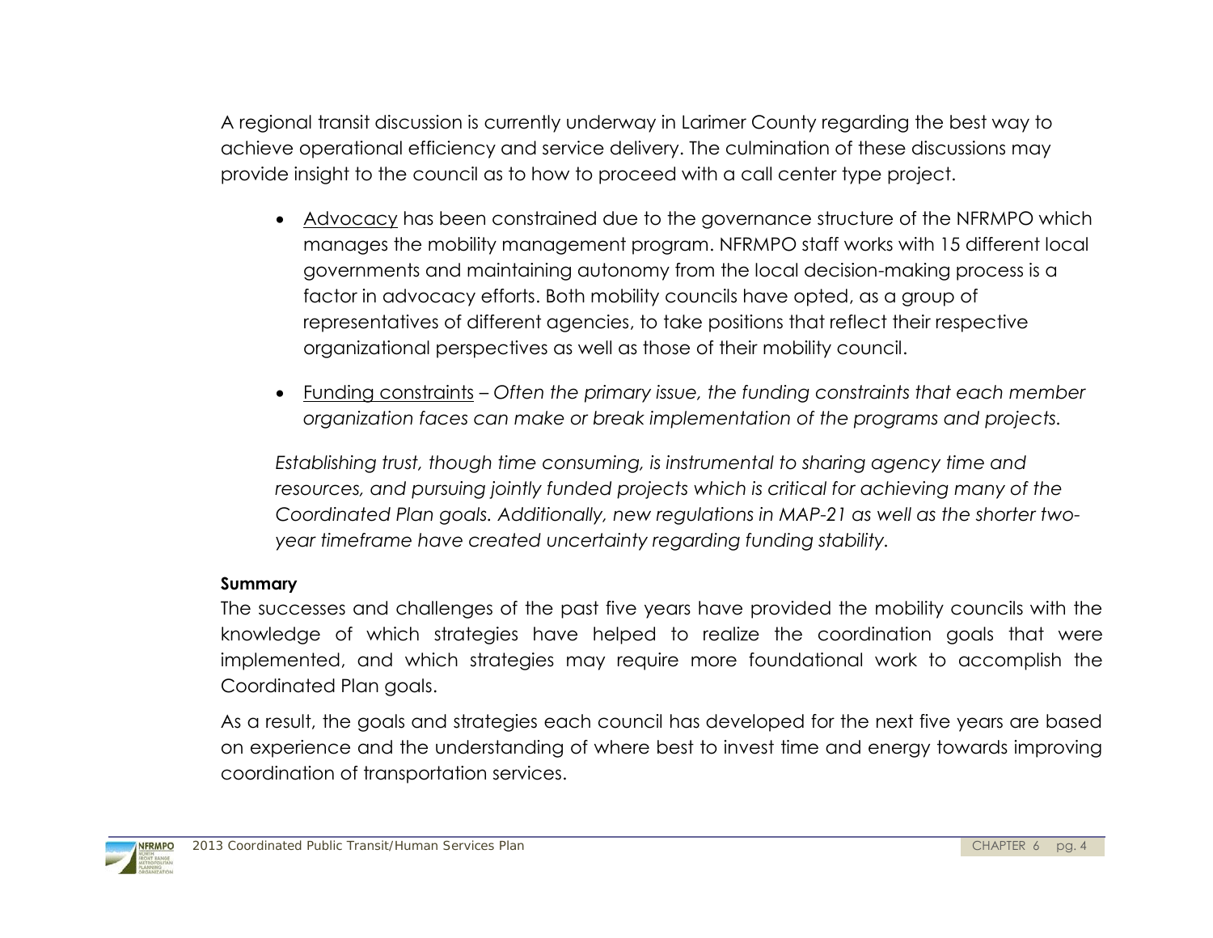A regional transit discussion is currently underway in Larimer County regarding the best way to achieve operational efficiency and service delivery. The culmination of these discussions may provide insight to the council as to how to proceed with a call center type project.

- <u>Advocacy</u> has been constrained due to the governance structure of the NFRMPO which manages the mobility management program. NFRMPO staff works with 15 different local governments and maintaining autonomy from the local decision-making process is a factor in advocacy efforts. Both mobility councils have opted, as a group of representatives of different agencies, to take positions that reflect their respective organizational perspectives as well as those of their mobility council.

- <u>Funding constraints</u> – *Often the primary issue, the funding constraints that each member organization faces can make or break implementation of the programs and projects.*

  *Establishing trust, though time consuming, is instrumental to sharing agency time and resources, and pursuing jointly funded projects which is critical for achieving many of the Coordinated Plan goals. Additionally, new regulations in MAP-21 as well as the shorter two-year timeframe have created uncertainty regarding funding stability.*

**Summary**

The successes and challenges of the past five years have provided the mobility councils with the knowledge of which strategies have helped to realize the coordination goals that were implemented, and which strategies may require more foundational work to accomplish the Coordinated Plan goals.

As a result, the goals and strategies each council has developed for the next five years are based on experience and the understanding of where best to invest time and energy towards improving coordination of transportation services.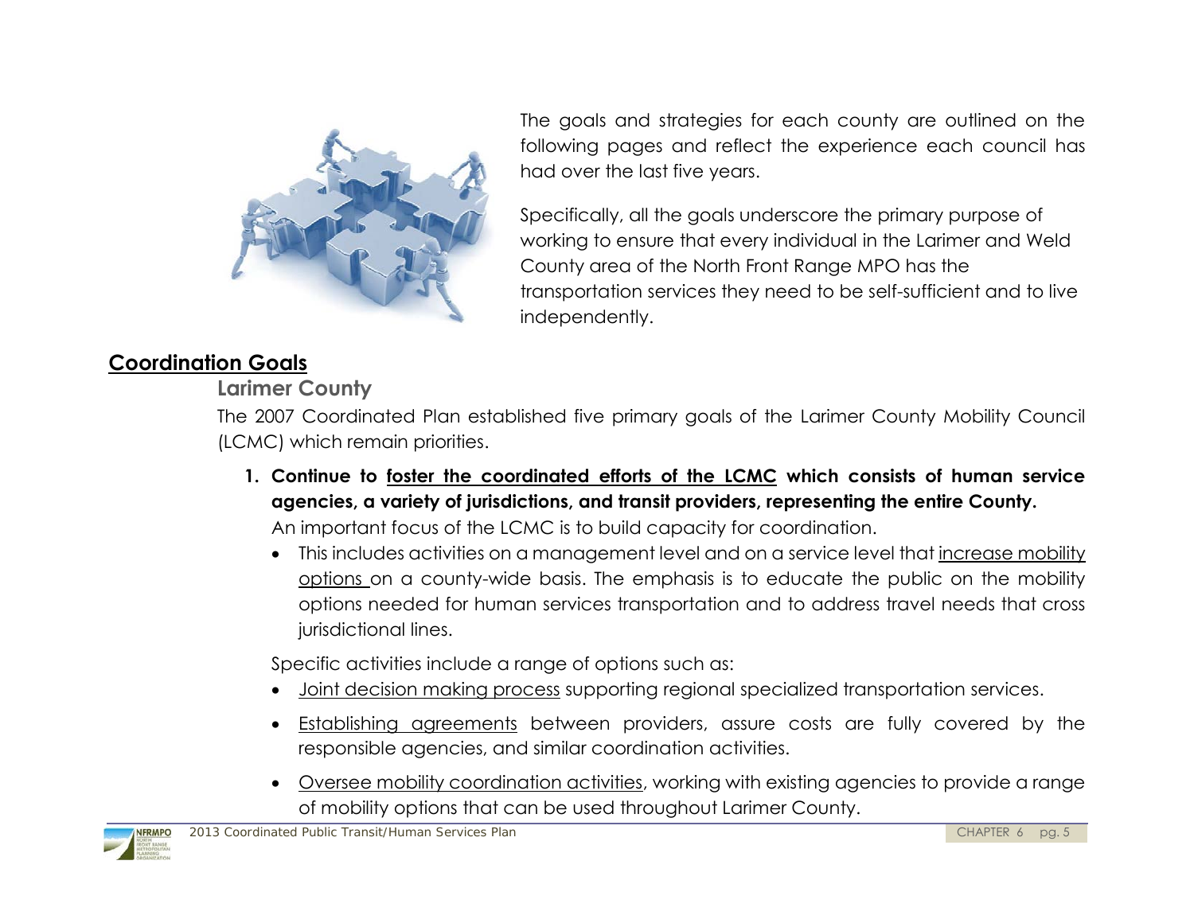The goals and strategies for each county are outlined on the following pages and reflect the experience each council has had over the last five years.

Specifically, all the goals underscore the primary purpose of working to ensure that every individual in the Larimer and Weld County area of the North Front Range MPO has the transportation services they need to be self-sufficient and to live independently.

## Coordination Goals

### Larimer County

The 2007 Coordinated Plan established five primary goals of the Larimer County Mobility Council (LCMC) which remain priorities.

1. **Continue to foster the coordinated efforts of the LCMC which consists of human service agencies, a variety of jurisdictions, and transit providers, representing the entire County.**

   An important focus of the LCMC is to build capacity for coordination.

   - This includes activities on a management level and on a service level that increase mobility options on a county-wide basis. The emphasis is to educate the public on the mobility options needed for human services transportation and to address travel needs that cross jurisdictional lines.

   Specific activities include a range of options such as:

   - Joint decision making process supporting regional specialized transportation services.
   - Establishing agreements between providers, assure costs are fully covered by the responsible agencies, and similar coordination activities.
   - Oversee mobility coordination activities, working with existing agencies to provide a range of mobility options that can be used throughout Larimer County.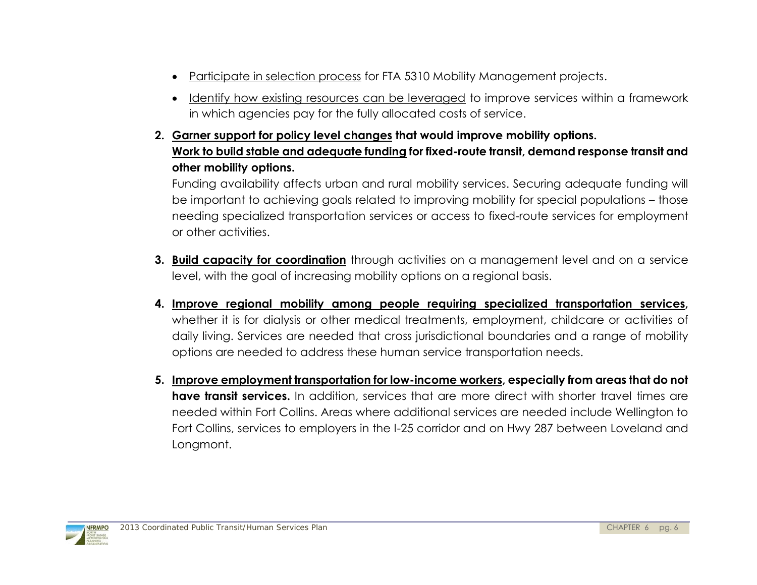- <u>Participate in selection process</u> for FTA 5310 Mobility Management projects.
- <u>Identify how existing resources can be leveraged</u> to improve services within a framework in which agencies pay for the fully allocated costs of service.

2. **<u>Garner support for policy level changes</u> that would improve mobility options. <u>Work to build stable and adequate funding</u> for fixed-route transit, demand response transit and other mobility options.**
   Funding availability affects urban and rural mobility services. Securing adequate funding will be important to achieving goals related to improving mobility for special populations – those needing specialized transportation services or access to fixed-route services for employment or other activities.

3. **<u>Build capacity for coordination</u>** through activities on a management level and on a service level, with the goal of increasing mobility options on a regional basis.

4. **<u>Improve regional mobility among people requiring specialized transportation services</u>,** whether it is for dialysis or other medical treatments, employment, childcare or activities of daily living. Services are needed that cross jurisdictional boundaries and a range of mobility options are needed to address these human service transportation needs.

5. **<u>Improve employment transportation for low-income workers</u>, especially from areas that do not have transit services.** In addition, services that are more direct with shorter travel times are needed within Fort Collins. Areas where additional services are needed include Wellington to Fort Collins, services to employers in the I-25 corridor and on Hwy 287 between Loveland and Longmont.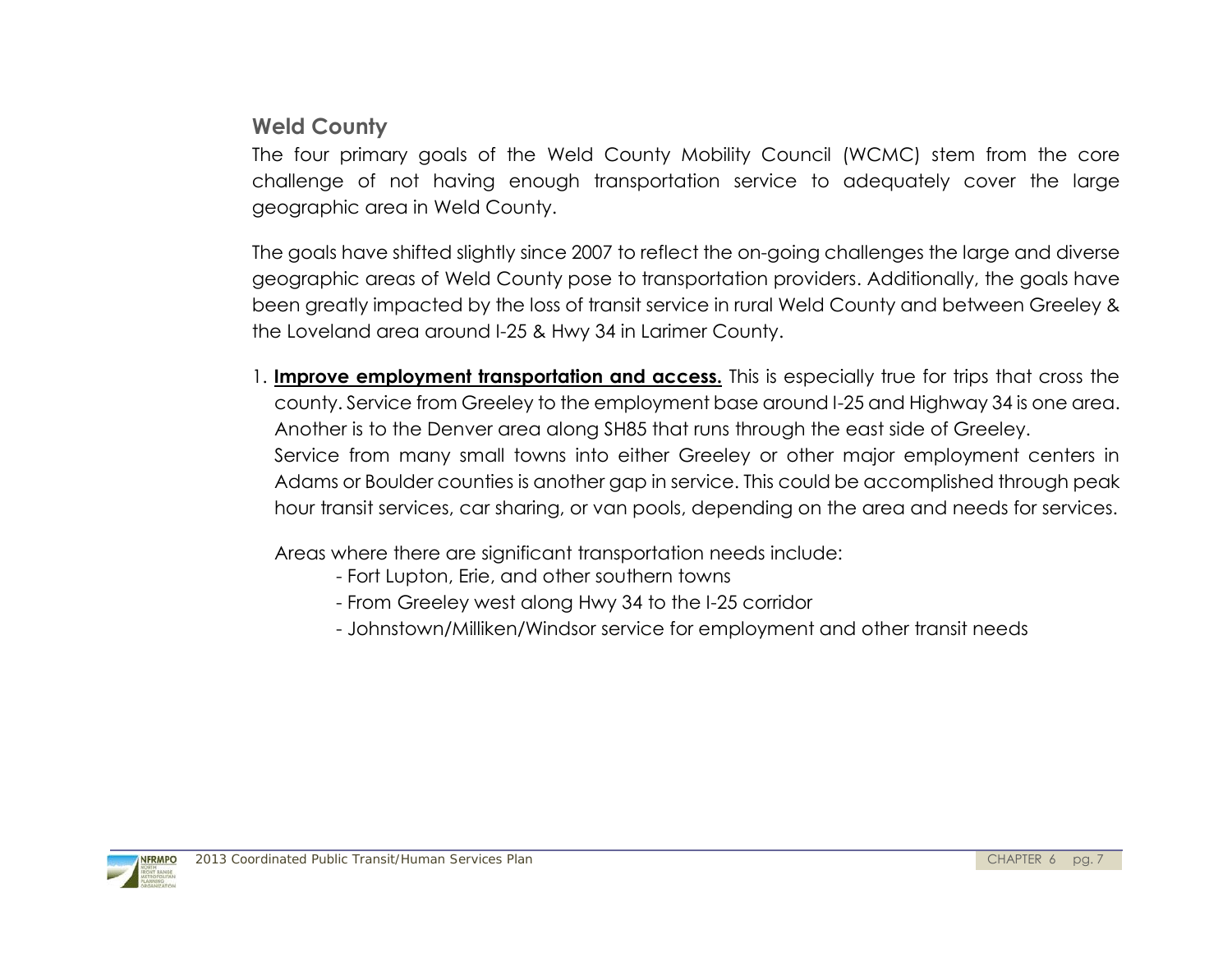## Weld County

The four primary goals of the Weld County Mobility Council (WCMC) stem from the core challenge of not having enough transportation service to adequately cover the large geographic area in Weld County.

The goals have shifted slightly since 2007 to reflect the on-going challenges the large and diverse geographic areas of Weld County pose to transportation providers. Additionally, the goals have been greatly impacted by the loss of transit service in rural Weld County and between Greeley & the Loveland area around I-25 & Hwy 34 in Larimer County.

1. **Improve employment transportation and access.** This is especially true for trips that cross the county. Service from Greeley to the employment base around I-25 and Highway 34 is one area. Another is to the Denver area along SH85 that runs through the east side of Greeley.
   Service from many small towns into either Greeley or other major employment centers in Adams or Boulder counties is another gap in service. This could be accomplished through peak hour transit services, car sharing, or van pools, depending on the area and needs for services.

   Areas where there are significant transportation needs include:
   - Fort Lupton, Erie, and other southern towns
   - From Greeley west along Hwy 34 to the I-25 corridor
   - Johnstown/Milliken/Windsor service for employment and other transit needs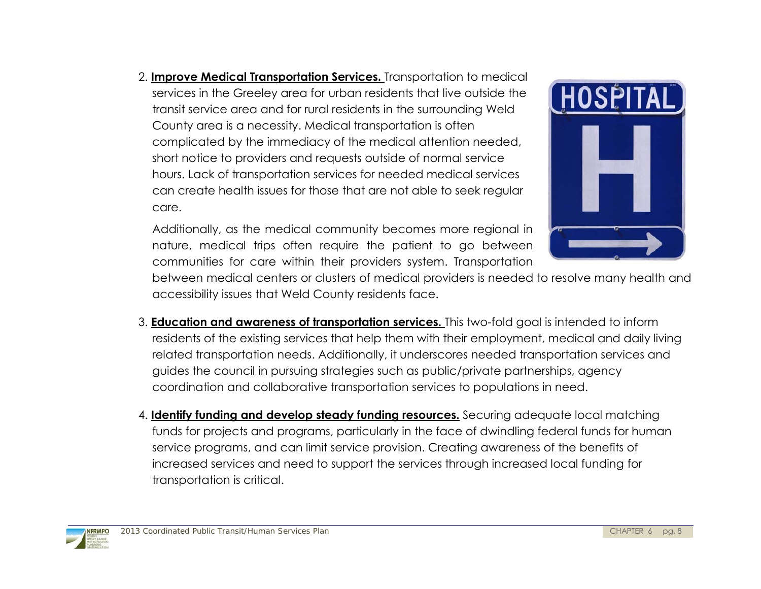2. **Improve Medical Transportation Services.** Transportation to medical services in the Greeley area for urban residents that live outside the transit service area and for rural residents in the surrounding Weld County area is a necessity. Medical transportation is often complicated by the immediacy of the medical attention needed, short notice to providers and requests outside of normal service hours. Lack of transportation services for needed medical services can create health issues for those that are not able to seek regular care.

   Additionally, as the medical community becomes more regional in nature, medical trips often require the patient to go between communities for care within their providers system. Transportation between medical centers or clusters of medical providers is needed to resolve many health and accessibility issues that Weld County residents face.

3. **Education and awareness of transportation services.** This two-fold goal is intended to inform residents of the existing services that help them with their employment, medical and daily living related transportation needs. Additionally, it underscores needed transportation services and guides the council in pursuing strategies such as public/private partnerships, agency coordination and collaborative transportation services to populations in need.

4. **Identify funding and develop steady funding resources.** Securing adequate local matching funds for projects and programs, particularly in the face of dwindling federal funds for human service programs, and can limit service provision. Creating awareness of the benefits of increased services and need to support the services through increased local funding for transportation is critical.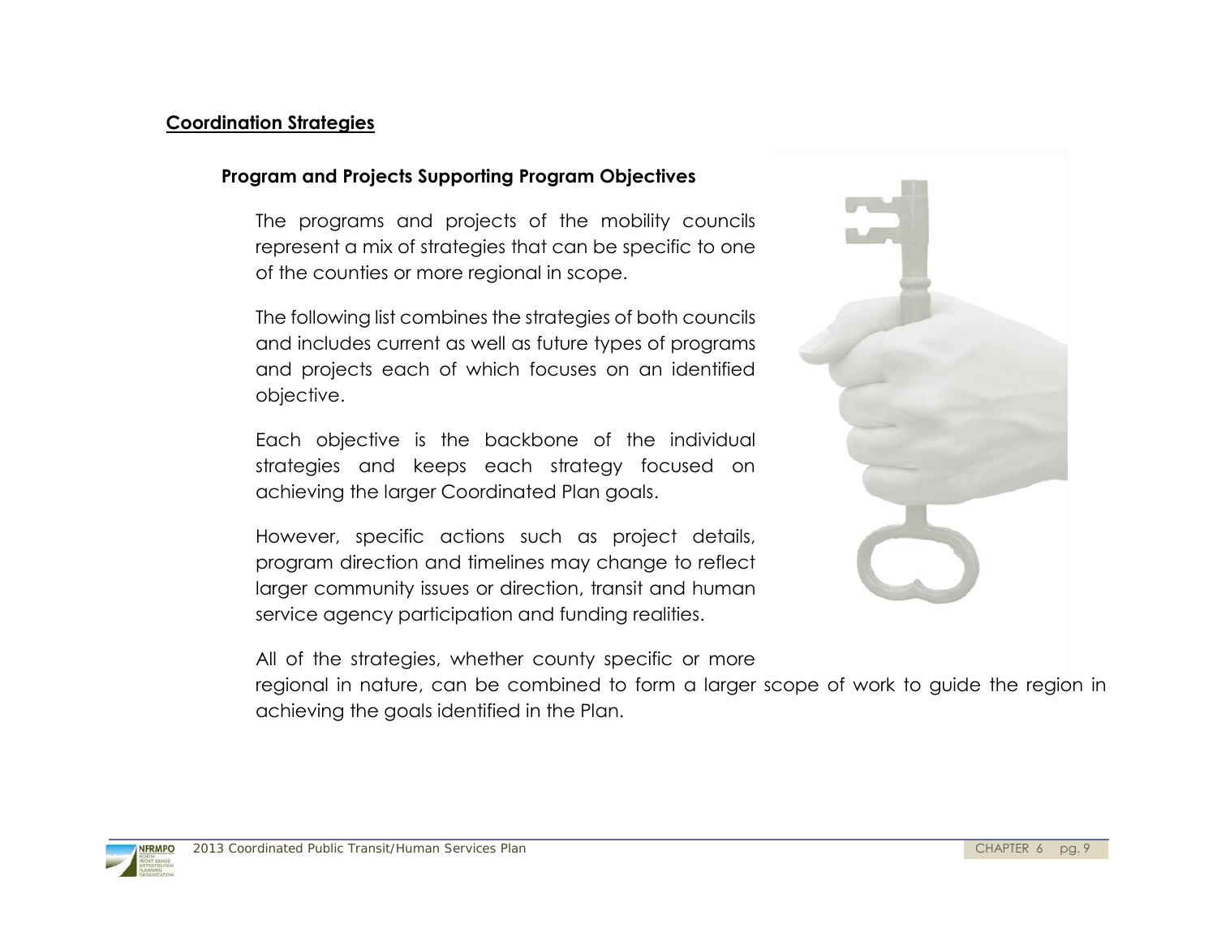## Coordination Strategies

### Program and Projects Supporting Program Objectives

The programs and projects of the mobility councils represent a mix of strategies that can be specific to one of the counties or more regional in scope.

The following list combines the strategies of both councils and includes current as well as future types of programs and projects each of which focuses on an identified objective.

Each objective is the backbone of the individual strategies and keeps each strategy focused on achieving the larger Coordinated Plan goals.

However, specific actions such as project details, program direction and timelines may change to reflect larger community issues or direction, transit and human service agency participation and funding realities.

All of the strategies, whether county specific or more regional in nature, can be combined to form a larger scope of work to guide the region in achieving the goals identified in the Plan.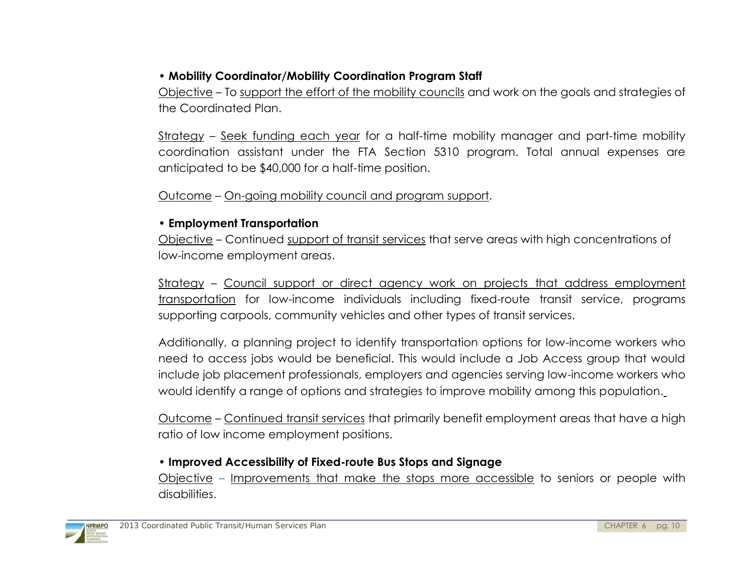- **Mobility Coordinator/Mobility Coordination Program Staff**

Objective – To support the effort of the mobility councils and work on the goals and strategies of the Coordinated Plan.

Strategy – Seek funding each year for a half-time mobility manager and part-time mobility coordination assistant under the FTA Section 5310 program. Total annual expenses are anticipated to be $40,000 for a half-time position.

Outcome – On-going mobility council and program support.

- **Employment Transportation**

Objective – Continued support of transit services that serve areas with high concentrations of low-income employment areas.

Strategy – Council support or direct agency work on projects that address employment transportation for low-income individuals including fixed-route transit service, programs supporting carpools, community vehicles and other types of transit services.

Additionally, a planning project to identify transportation options for low-income workers who need to access jobs would be beneficial. This would include a Job Access group that would include job placement professionals, employers and agencies serving low-income workers who would identify a range of options and strategies to improve mobility among this population.

Outcome – Continued transit services that primarily benefit employment areas that have a high ratio of low income employment positions.

- **Improved Accessibility of Fixed-route Bus Stops and Signage**

Objective – Improvements that make the stops more accessible to seniors or people with disabilities.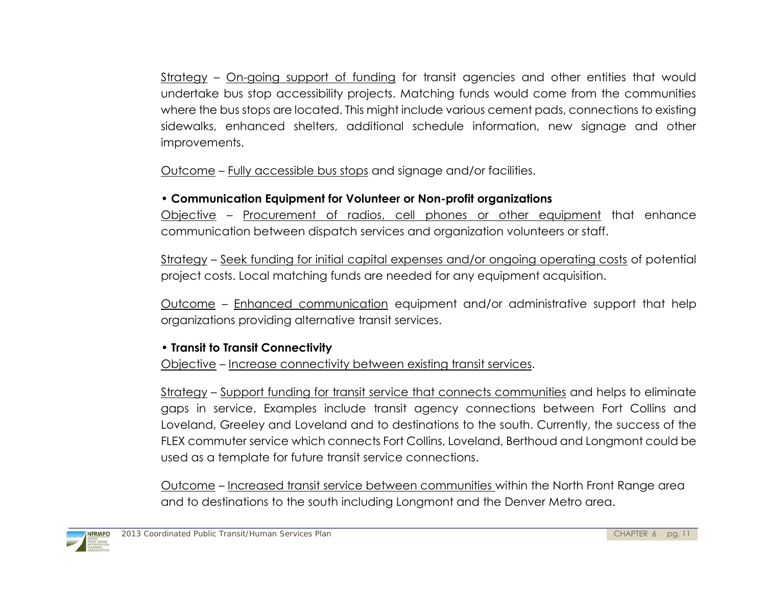Strategy – On-going support of funding for transit agencies and other entities that would undertake bus stop accessibility projects. Matching funds would come from the communities where the bus stops are located. This might include various cement pads, connections to existing sidewalks, enhanced shelters, additional schedule information, new signage and other improvements.

Outcome – Fully accessible bus stops and signage and/or facilities.

- **Communication Equipment for Volunteer or Non-profit organizations**

Objective – Procurement of radios, cell phones or other equipment that enhance communication between dispatch services and organization volunteers or staff.

Strategy – Seek funding for initial capital expenses and/or ongoing operating costs of potential project costs. Local matching funds are needed for any equipment acquisition.

Outcome – Enhanced communication equipment and/or administrative support that help organizations providing alternative transit services.

- **Transit to Transit Connectivity**

Objective – Increase connectivity between existing transit services.

Strategy – Support funding for transit service that connects communities and helps to eliminate gaps in service. Examples include transit agency connections between Fort Collins and Loveland, Greeley and Loveland and to destinations to the south. Currently, the success of the FLEX commuter service which connects Fort Collins, Loveland, Berthoud and Longmont could be used as a template for future transit service connections.

Outcome – Increased transit service between communities within the North Front Range area and to destinations to the south including Longmont and the Denver Metro area.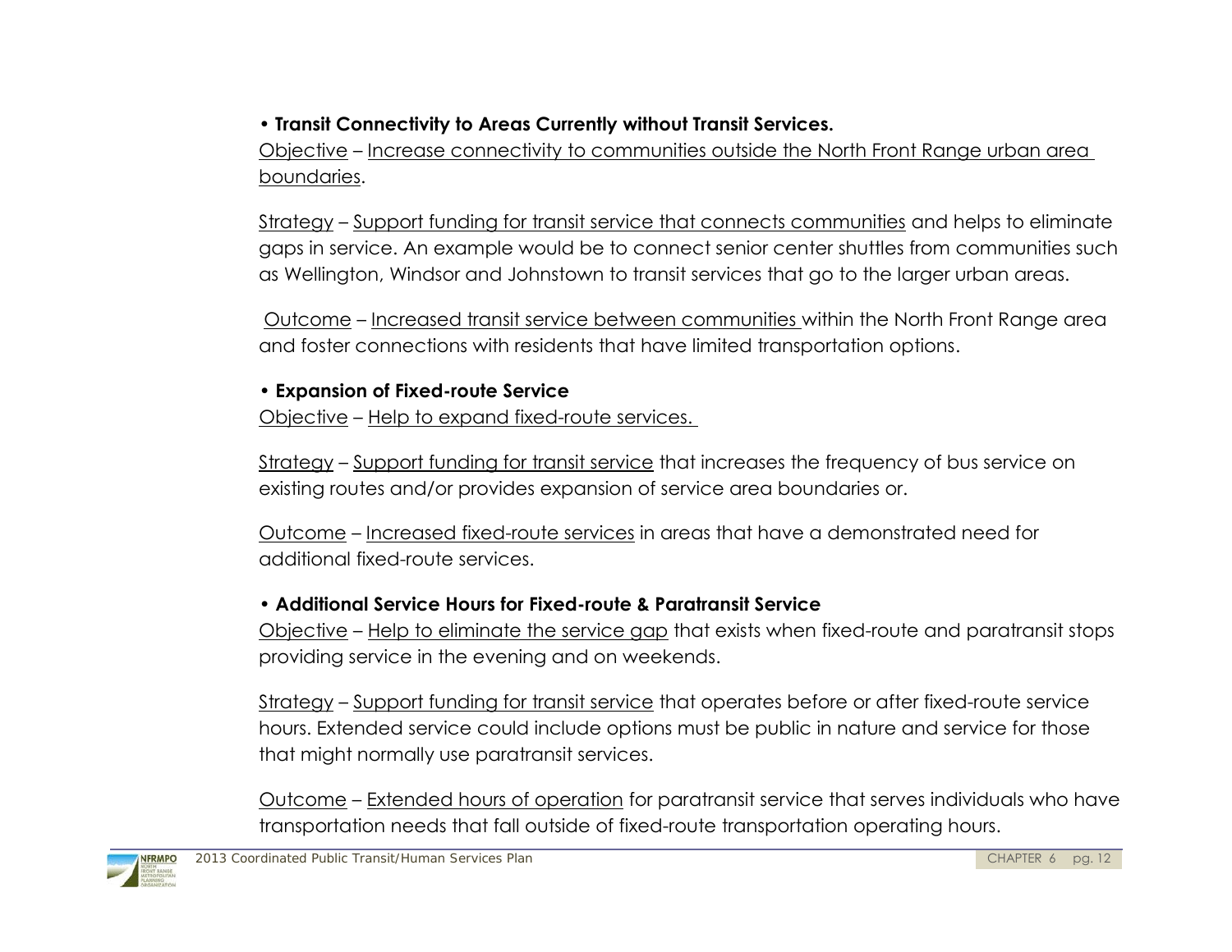- **Transit Connectivity to Areas Currently without Transit Services.**

Objective – Increase connectivity to communities outside the North Front Range urban area boundaries.

Strategy – Support funding for transit service that connects communities and helps to eliminate gaps in service. An example would be to connect senior center shuttles from communities such as Wellington, Windsor and Johnstown to transit services that go to the larger urban areas.

Outcome – Increased transit service between communities within the North Front Range area and foster connections with residents that have limited transportation options.

- **Expansion of Fixed-route Service**

Objective – Help to expand fixed-route services.

Strategy – Support funding for transit service that increases the frequency of bus service on existing routes and/or provides expansion of service area boundaries or.

Outcome – Increased fixed-route services in areas that have a demonstrated need for additional fixed-route services.

- **Additional Service Hours for Fixed-route & Paratransit Service**

Objective – Help to eliminate the service gap that exists when fixed-route and paratransit stops providing service in the evening and on weekends.

Strategy – Support funding for transit service that operates before or after fixed-route service hours. Extended service could include options must be public in nature and service for those that might normally use paratransit services.

Outcome – Extended hours of operation for paratransit service that serves individuals who have transportation needs that fall outside of fixed-route transportation operating hours.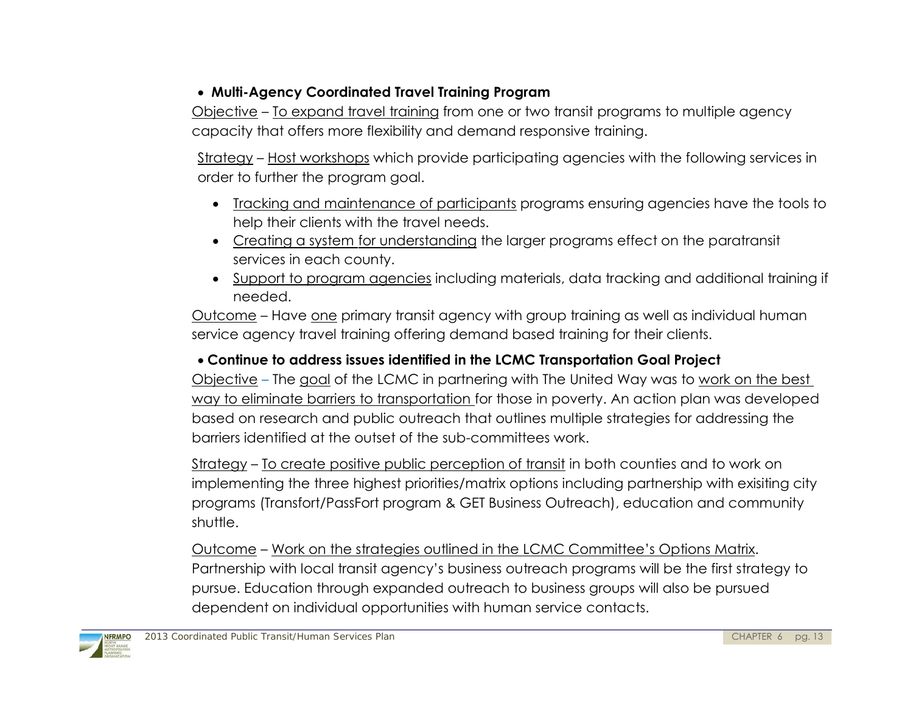- **Multi-Agency Coordinated Travel Training Program**

Objective – To expand travel training from one or two transit programs to multiple agency capacity that offers more flexibility and demand responsive training.

Strategy – Host workshops which provide participating agencies with the following services in order to further the program goal.

- Tracking and maintenance of participants programs ensuring agencies have the tools to help their clients with the travel needs.
- Creating a system for understanding the larger programs effect on the paratransit services in each county.
- Support to program agencies including materials, data tracking and additional training if needed.

Outcome – Have one primary transit agency with group training as well as individual human service agency travel training offering demand based training for their clients.

- **Continue to address issues identified in the LCMC Transportation Goal Project**

Objective – The goal of the LCMC in partnering with The United Way was to work on the best way to eliminate barriers to transportation for those in poverty. An action plan was developed based on research and public outreach that outlines multiple strategies for addressing the barriers identified at the outset of the sub-committees work.

Strategy – To create positive public perception of transit in both counties and to work on implementing the three highest priorities/matrix options including partnership with exisiting city programs (Transfort/PassFort program & GET Business Outreach), education and community shuttle.

Outcome – Work on the strategies outlined in the LCMC Committee's Options Matrix. Partnership with local transit agency's business outreach programs will be the first strategy to pursue. Education through expanded outreach to business groups will also be pursued dependent on individual opportunities with human service contacts.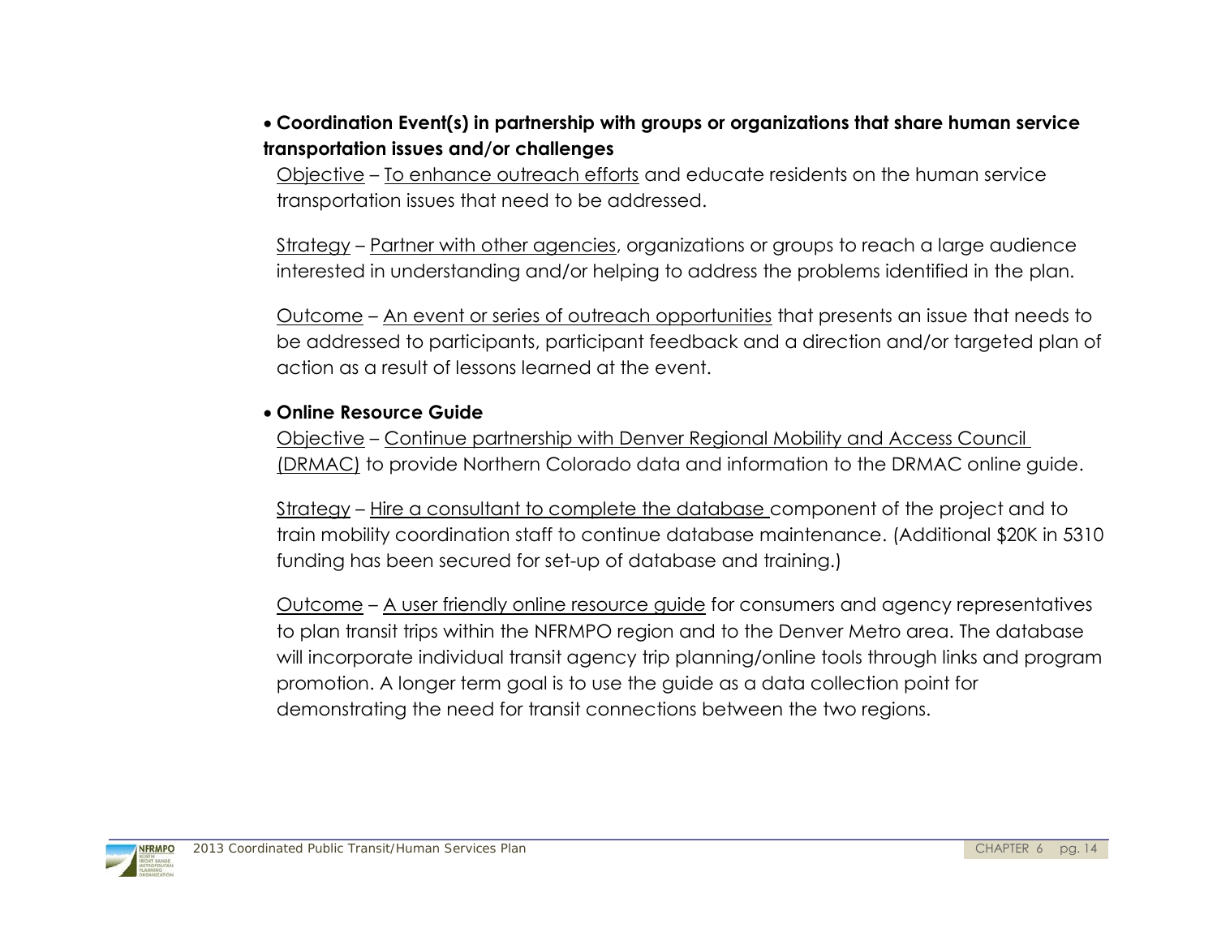- **Coordination Event(s) in partnership with groups or organizations that share human service transportation issues and/or challenges**

  Objective – To enhance outreach efforts and educate residents on the human service transportation issues that need to be addressed.

  Strategy – Partner with other agencies, organizations or groups to reach a large audience interested in understanding and/or helping to address the problems identified in the plan.

  Outcome – An event or series of outreach opportunities that presents an issue that needs to be addressed to participants, participant feedback and a direction and/or targeted plan of action as a result of lessons learned at the event.

- **Online Resource Guide**

  Objective – Continue partnership with Denver Regional Mobility and Access Council (DRMAC) to provide Northern Colorado data and information to the DRMAC online guide.

  Strategy – Hire a consultant to complete the database component of the project and to train mobility coordination staff to continue database maintenance. (Additional $20K in 5310 funding has been secured for set-up of database and training.)

  Outcome – A user friendly online resource guide for consumers and agency representatives to plan transit trips within the NFRMPO region and to the Denver Metro area. The database will incorporate individual transit agency trip planning/online tools through links and program promotion. A longer term goal is to use the guide as a data collection point for demonstrating the need for transit connections between the two regions.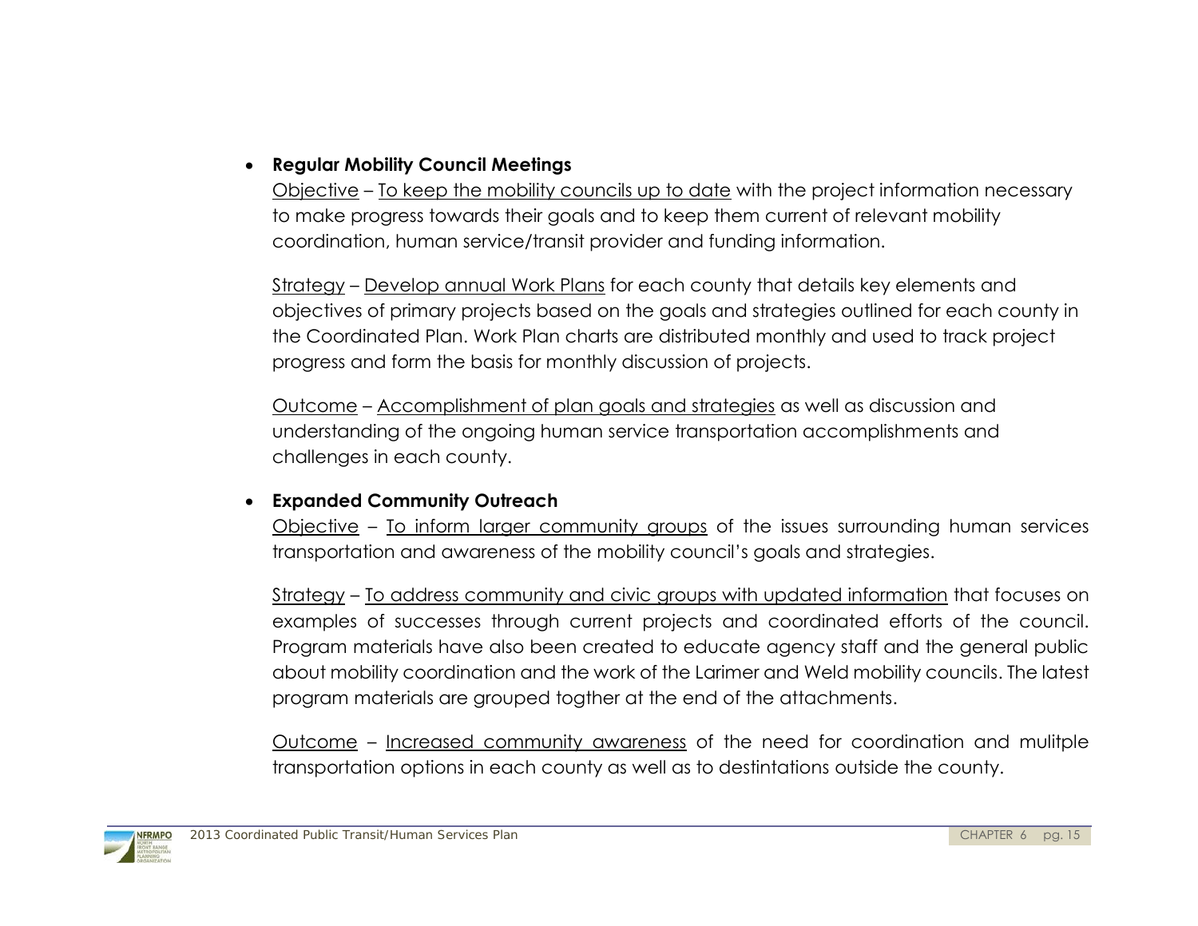- **Regular Mobility Council Meetings**

  Objective – To keep the mobility councils up to date with the project information necessary to make progress towards their goals and to keep them current of relevant mobility coordination, human service/transit provider and funding information.

  Strategy – Develop annual Work Plans for each county that details key elements and objectives of primary projects based on the goals and strategies outlined for each county in the Coordinated Plan. Work Plan charts are distributed monthly and used to track project progress and form the basis for monthly discussion of projects.

  Outcome – Accomplishment of plan goals and strategies as well as discussion and understanding of the ongoing human service transportation accomplishments and challenges in each county.

- **Expanded Community Outreach**

  Objective – To inform larger community groups of the issues surrounding human services transportation and awareness of the mobility council's goals and strategies.

  Strategy – To address community and civic groups with updated information that focuses on examples of successes through current projects and coordinated efforts of the council. Program materials have also been created to educate agency staff and the general public about mobility coordination and the work of the Larimer and Weld mobility councils. The latest program materials are grouped togther at the end of the attachments.

  Outcome – Increased community awareness of the need for coordination and mulitple transportation options in each county as well as to destintations outside the county.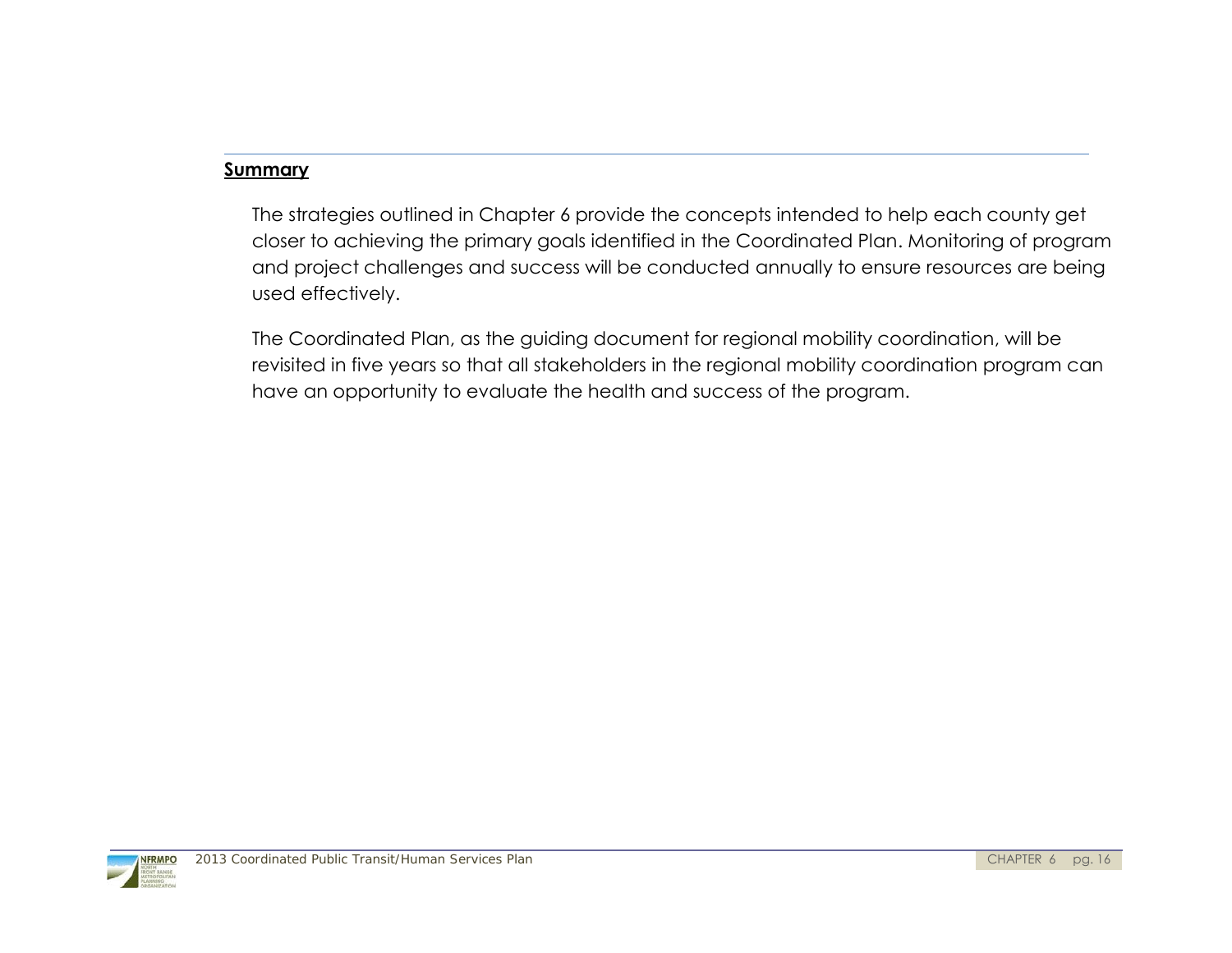## Summary

The strategies outlined in Chapter 6 provide the concepts intended to help each county get closer to achieving the primary goals identified in the Coordinated Plan. Monitoring of program and project challenges and success will be conducted annually to ensure resources are being used effectively.

The Coordinated Plan, as the guiding document for regional mobility coordination, will be revisited in five years so that all stakeholders in the regional mobility coordination program can have an opportunity to evaluate the health and success of the program.